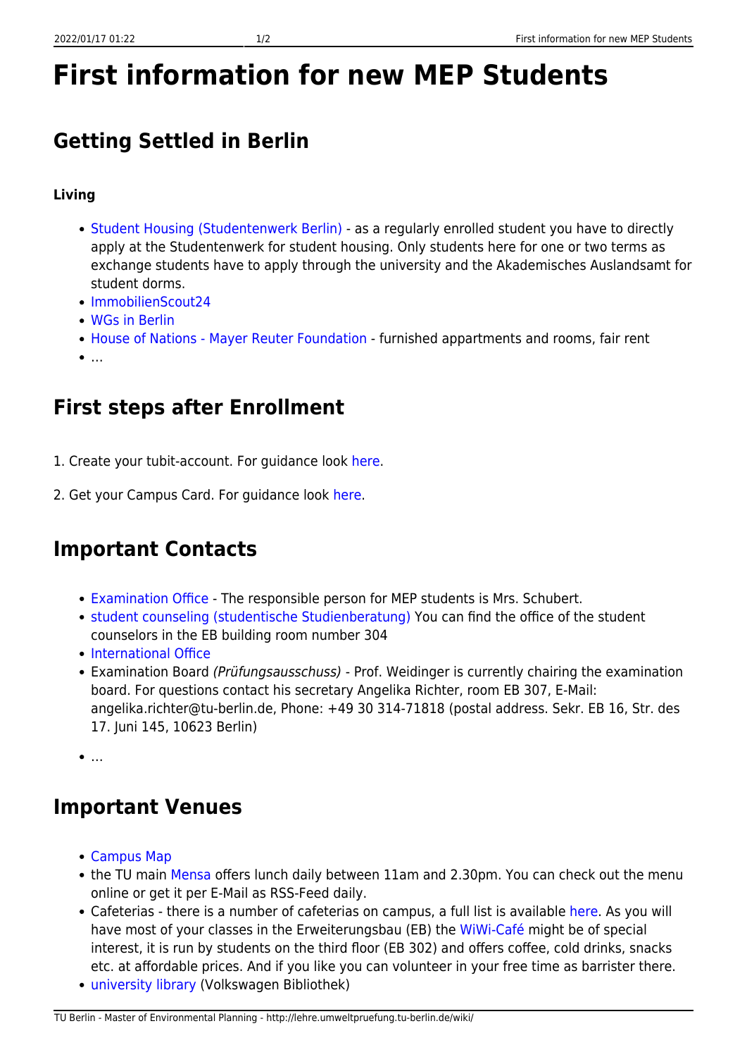# First information for new MEP Students

## Getting Settled in Berlin

**Living**

- Student Housing (Studentenwerk Berlin) - as a regularly enrolled student you have to directly apply at the Studentenwerk for student housing. Only students here for one or two terms as exchange students have to apply through the university and the Akademisches Auslandsamt for student dorms.
- ImmobilienScout24
- WGs in Berlin
- House of Nations - Mayer Reuter Foundation - furnished appartments and rooms, fair rent
- …

## First steps after Enrollment

1. Create your tubit-account. For guidance look here.

2. Get your Campus Card. For guidance look here.

## Important Contacts

- Examination Office - The responsible person for MEP students is Mrs. Schubert.
- student counseling (studentische Studienberatung) You can find the office of the student counselors in the EB building room number 304
- International Office
- Examination Board *(Prüfungsausschuss)* - Prof. Weidinger is currently chairing the examination board. For questions contact his secretary Angelika Richter, room EB 307, E-Mail: angelika.richter@tu-berlin.de, Phone: +49 30 314-71818 (postal address. Sekr. EB 16, Str. des 17. Juni 145, 10623 Berlin)
- …

## Important Venues

- Campus Map
- the TU main Mensa offers lunch daily between 11am and 2.30pm. You can check out the menu online or get it per E-Mail as RSS-Feed daily.
- Cafeterias - there is a number of cafeterias on campus, a full list is available here. As you will have most of your classes in the Erweiterungsbau (EB) the WiWi-Café might be of special interest, it is run by students on the third floor (EB 302) and offers coffee, cold drinks, snacks etc. at affordable prices. And if you like you can volunteer in your free time as barrister there.
- university library (Volkswagen Bibliothek)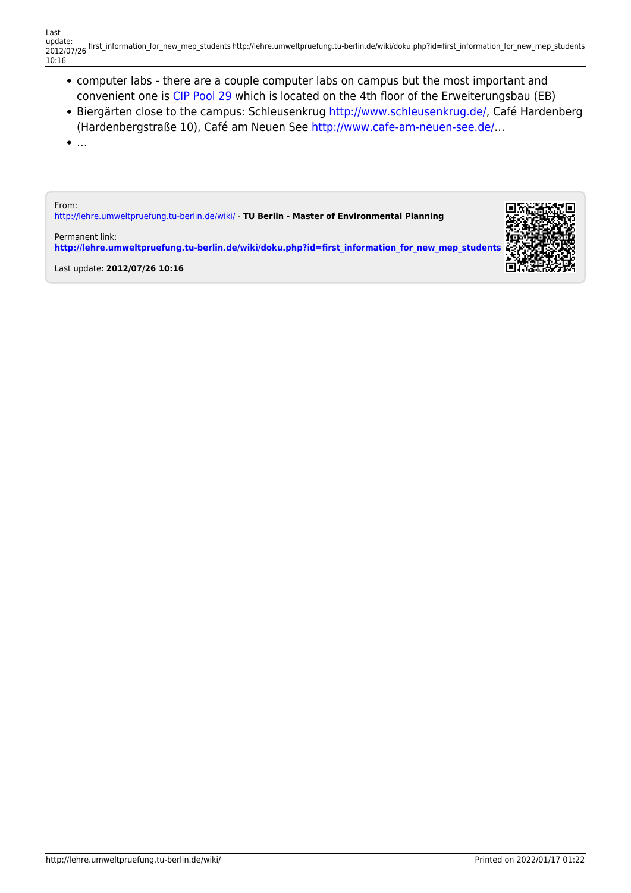- computer labs - there are a couple computer labs on campus but the most important and convenient one is CIP Pool 29 which is located on the 4th floor of the Erweiterungsbau (EB)
- Biergärten close to the campus: Schleusenkrug http://www.schleusenkrug.de/, Café Hardenberg (Hardenbergstraße 10), Café am Neuen See http://www.cafe-am-neuen-see.de/…
- …

From:
http://lehre.umweltpruefung.tu-berlin.de/wiki/ - **TU Berlin - Master of Environmental Planning**

Permanent link:
**http://lehre.umweltpruefung.tu-berlin.de/wiki/doku.php?id=first_information_for_new_mep_students**

Last update: **2012/07/26 10:16**